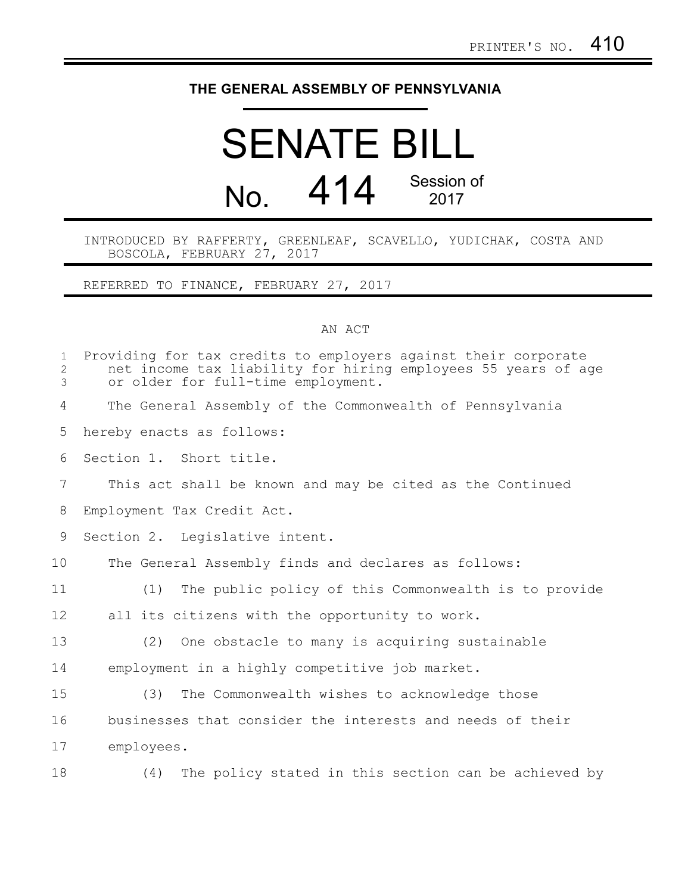PRINTER'S NO. 410

# THE GENERAL ASSEMBLY OF PENNSYLVANIA

# SENATE BILL

## No. 414 Session of 2017

INTRODUCED BY RAFFERTY, GREENLEAF, SCAVELLO, YUDICHAK, COSTA AND BOSCOLA, FEBRUARY 27, 2017

REFERRED TO FINANCE, FEBRUARY 27, 2017

AN ACT

Providing for tax credits to employers against their corporate net income tax liability for hiring employees 55 years of age or older for full-time employment.

The General Assembly of the Commonwealth of Pennsylvania hereby enacts as follows:

Section 1. Short title.

This act shall be known and may be cited as the Continued Employment Tax Credit Act.

Section 2. Legislative intent.

The General Assembly finds and declares as follows:

(1) The public policy of this Commonwealth is to provide all its citizens with the opportunity to work.

(2) One obstacle to many is acquiring sustainable employment in a highly competitive job market.

(3) The Commonwealth wishes to acknowledge those businesses that consider the interests and needs of their employees.

(4) The policy stated in this section can be achieved by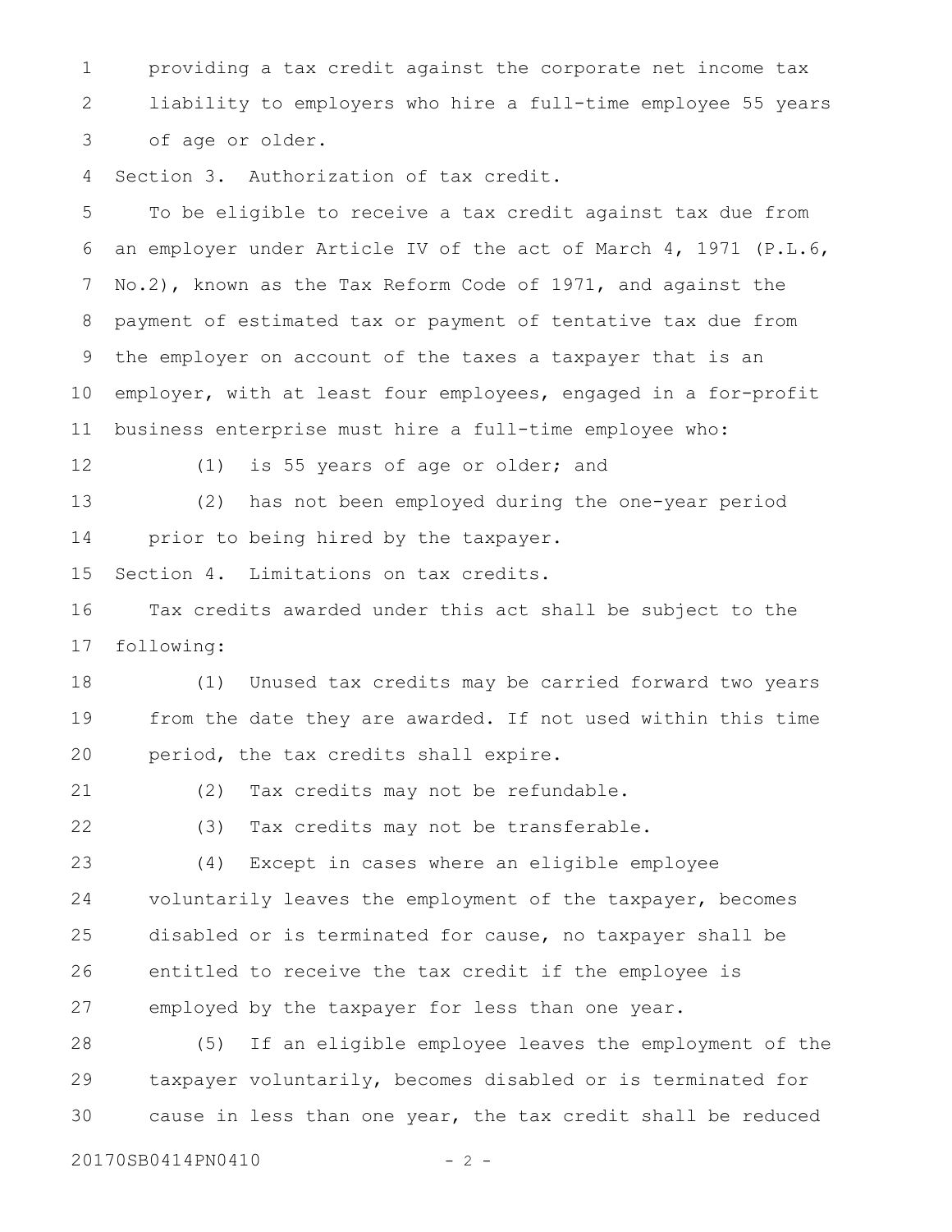providing a tax credit against the corporate net income tax liability to employers who hire a full-time employee 55 years of age or older.

Section 3. Authorization of tax credit.

To be eligible to receive a tax credit against tax due from an employer under Article IV of the act of March 4, 1971 (P.L.6, No.2), known as the Tax Reform Code of 1971, and against the payment of estimated tax or payment of tentative tax due from the employer on account of the taxes a taxpayer that is an employer, with at least four employees, engaged in a for-profit business enterprise must hire a full-time employee who:

(1) is 55 years of age or older; and

(2) has not been employed during the one-year period prior to being hired by the taxpayer.

Section 4. Limitations on tax credits.

Tax credits awarded under this act shall be subject to the following:

(1) Unused tax credits may be carried forward two years from the date they are awarded. If not used within this time period, the tax credits shall expire.

(2) Tax credits may not be refundable.

(3) Tax credits may not be transferable.

(4) Except in cases where an eligible employee voluntarily leaves the employment of the taxpayer, becomes disabled or is terminated for cause, no taxpayer shall be entitled to receive the tax credit if the employee is employed by the taxpayer for less than one year.

(5) If an eligible employee leaves the employment of the taxpayer voluntarily, becomes disabled or is terminated for cause in less than one year, the tax credit shall be reduced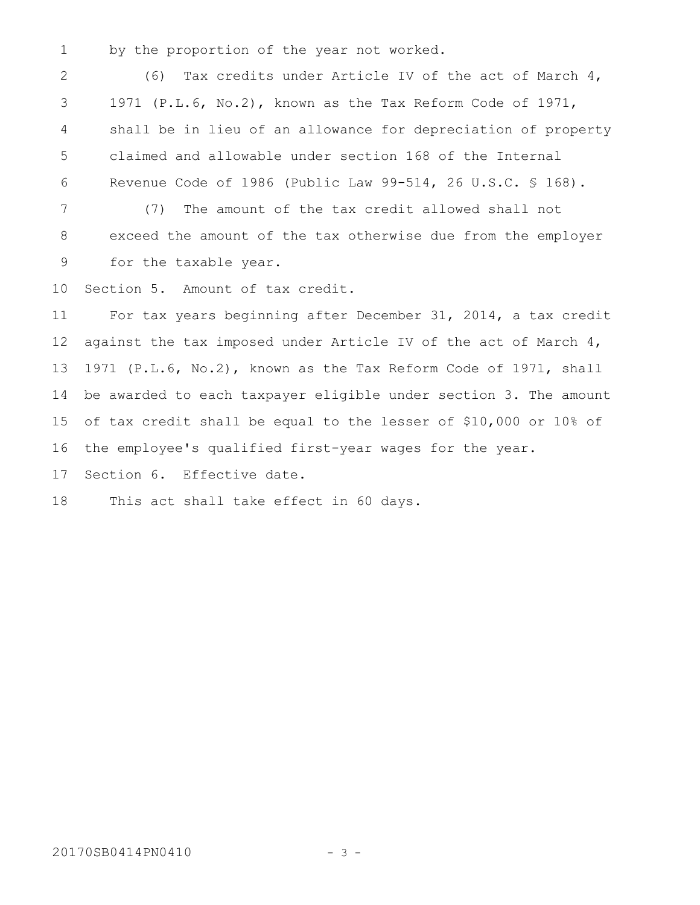by the proportion of the year not worked.

(6) Tax credits under Article IV of the act of March 4, 1971 (P.L.6, No.2), known as the Tax Reform Code of 1971, shall be in lieu of an allowance for depreciation of property claimed and allowable under section 168 of the Internal Revenue Code of 1986 (Public Law 99-514, 26 U.S.C. § 168).

(7) The amount of the tax credit allowed shall not exceed the amount of the tax otherwise due from the employer for the taxable year.

Section 5. Amount of tax credit.

For tax years beginning after December 31, 2014, a tax credit against the tax imposed under Article IV of the act of March 4, 1971 (P.L.6, No.2), known as the Tax Reform Code of 1971, shall be awarded to each taxpayer eligible under section 3. The amount of tax credit shall be equal to the lesser of $10,000 or 10% of the employee's qualified first-year wages for the year.

Section 6. Effective date.

This act shall take effect in 60 days.